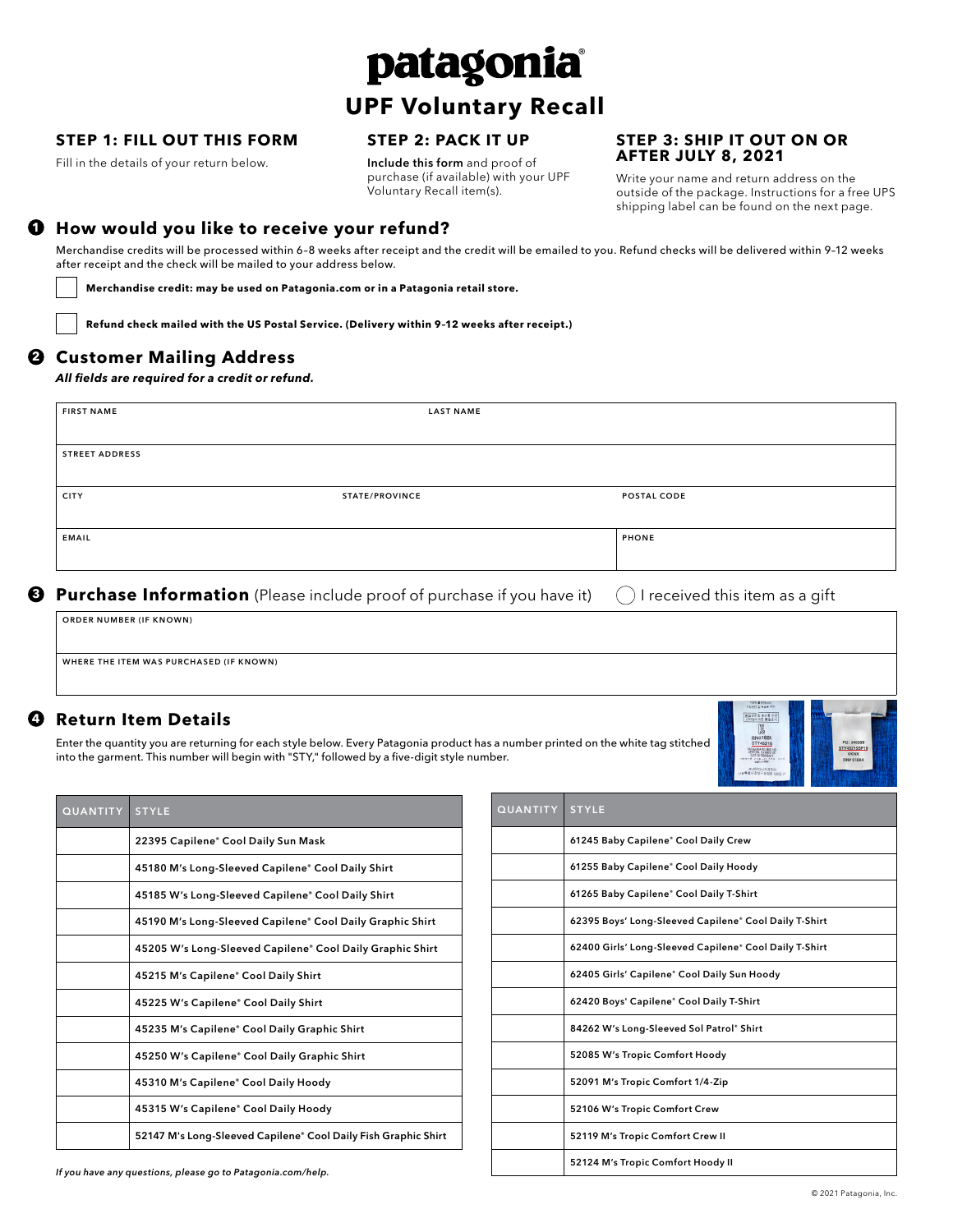# patagonia®

# UPF Voluntary Recall

### STEP 1: FILL OUT THIS FORM

Fill in the details of your return below.

### STEP 2: PACK IT UP

**Include this form** and proof of purchase (if available) with your UPF Voluntary Recall item(s).

### STEP 3: SHIP IT OUT ON OR AFTER JULY 8, 2021

Write your name and return address on the outside of the package. Instructions for a free UPS shipping label can be found on the next page.

## ❶ How would you like to receive your refund?

Merchandise credits will be processed within 6–8 weeks after receipt and the credit will be emailed to you. Refund checks will be delivered within 9–12 weeks after receipt and the check will be mailed to your address below.

☐ **Merchandise credit: may be used on Patagonia.com or in a Patagonia retail store.**

☐ **Refund check mailed with the US Postal Service. (Delivery within 9–12 weeks after receipt.)**

## ❷ Customer Mailing Address

***All fields are required for a credit or refund.***

| FIRST NAME | LAST NAME | |
|---|---|---|
| STREET ADDRESS | | |
| CITY | STATE/PROVINCE | POSTAL CODE |
| EMAIL | | PHONE |

## ❸ Purchase Information (Please include proof of purchase if you have it)

◯ I received this item as a gift

| ORDER NUMBER (IF KNOWN) |
|---|
| WHERE THE ITEM WAS PURCHASED (IF KNOWN) |

## ❹ Return Item Details

Enter the quantity you are returning for each style below. Every Patagonia product has a number printed on the white tag stitched into the garment. This number will begin with "STY," followed by a five-digit style number.

| QUANTITY | STYLE |
|---|---|
| | 22395 Capilene® Cool Daily Sun Mask |
| | 45180 M's Long-Sleeved Capilene® Cool Daily Shirt |
| | 45185 W's Long-Sleeved Capilene® Cool Daily Shirt |
| | 45190 M's Long-Sleeved Capilene® Cool Daily Graphic Shirt |
| | 45205 W's Long-Sleeved Capilene® Cool Daily Graphic Shirt |
| | 45215 M's Capilene® Cool Daily Shirt |
| | 45225 W's Capilene® Cool Daily Shirt |
| | 45235 M's Capilene® Cool Daily Graphic Shirt |
| | 45250 W's Capilene® Cool Daily Graphic Shirt |
| | 45310 M's Capilene® Cool Daily Hoody |
| | 45315 W's Capilene® Cool Daily Hoody |
| | 52147 M's Long-Sleeved Capilene® Cool Daily Fish Graphic Shirt |

| QUANTITY | STYLE |
|---|---|
| | 61245 Baby Capilene® Cool Daily Crew |
| | 61255 Baby Capilene® Cool Daily Hoody |
| | 61265 Baby Capilene® Cool Daily T-Shirt |
| | 62395 Boys' Long-Sleeved Capilene® Cool Daily T-Shirt |
| | 62400 Girls' Long-Sleeved Capilene® Cool Daily T-Shirt |
| | 62405 Girls' Capilene® Cool Daily Sun Hoody |
| | 62420 Boys' Capilene® Cool Daily T-Shirt |
| | 84262 W's Long-Sleeved Sol Patrol® Shirt |
| | 52085 W's Tropic Comfort Hoody |
| | 52091 M's Tropic Comfort 1/4-Zip |
| | 52106 W's Tropic Comfort Crew |
| | 52119 M's Tropic Comfort Crew II |
| | 52124 M's Tropic Comfort Hoody II |

*If you have any questions, please go to Patagonia.com/help.*

© 2021 Patagonia, Inc.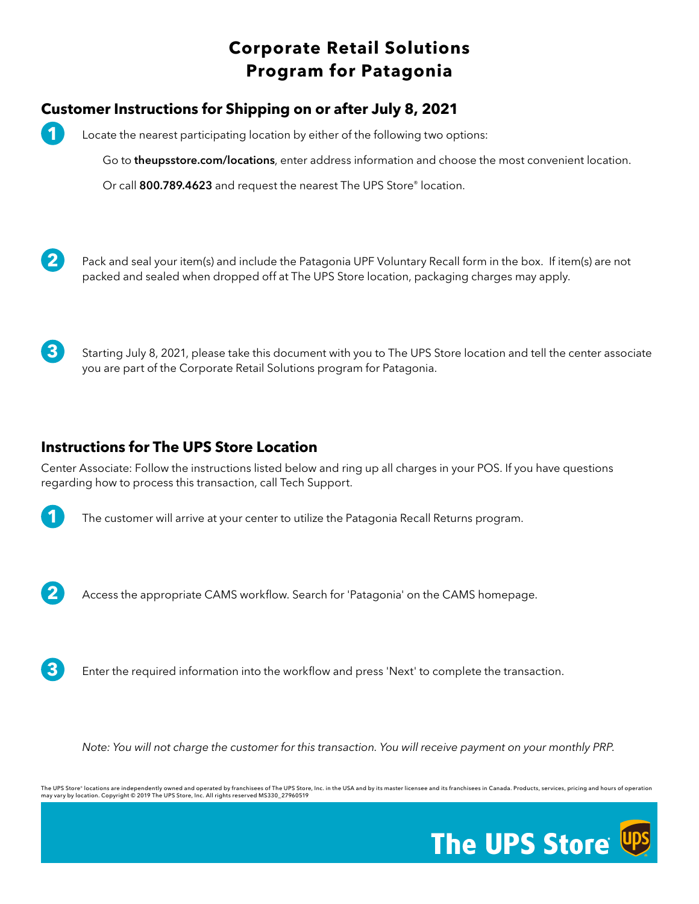# Corporate Retail Solutions Program for Patagonia

## Customer Instructions for Shipping on or after July 8, 2021

1. Locate the nearest participating location by either of the following two options:

   Go to **theupsstore.com/locations**, enter address information and choose the most convenient location.

   Or call **800.789.4623** and request the nearest The UPS Store® location.

2. Pack and seal your item(s) and include the Patagonia UPF Voluntary Recall form in the box. If item(s) are not packed and sealed when dropped off at The UPS Store location, packaging charges may apply.

3. Starting July 8, 2021, please take this document with you to The UPS Store location and tell the center associate you are part of the Corporate Retail Solutions program for Patagonia.

## Instructions for The UPS Store Location

Center Associate: Follow the instructions listed below and ring up all charges in your POS. If you have questions regarding how to process this transaction, call Tech Support.

1. The customer will arrive at your center to utilize the Patagonia Recall Returns program.

2. Access the appropriate CAMS workflow. Search for 'Patagonia' on the CAMS homepage.

3. Enter the required information into the workflow and press 'Next' to complete the transaction.

*Note: You will not charge the customer for this transaction. You will receive payment on your monthly PRP.*

The UPS Store® locations are independently owned and operated by franchisees of The UPS Store, Inc. in the USA and by its master licensee and its franchisees in Canada. Products, services, pricing and hours of operation may vary by location. Copyright © 2019 The UPS Store, Inc. All rights reserved MS330_27960519

The UPS Store